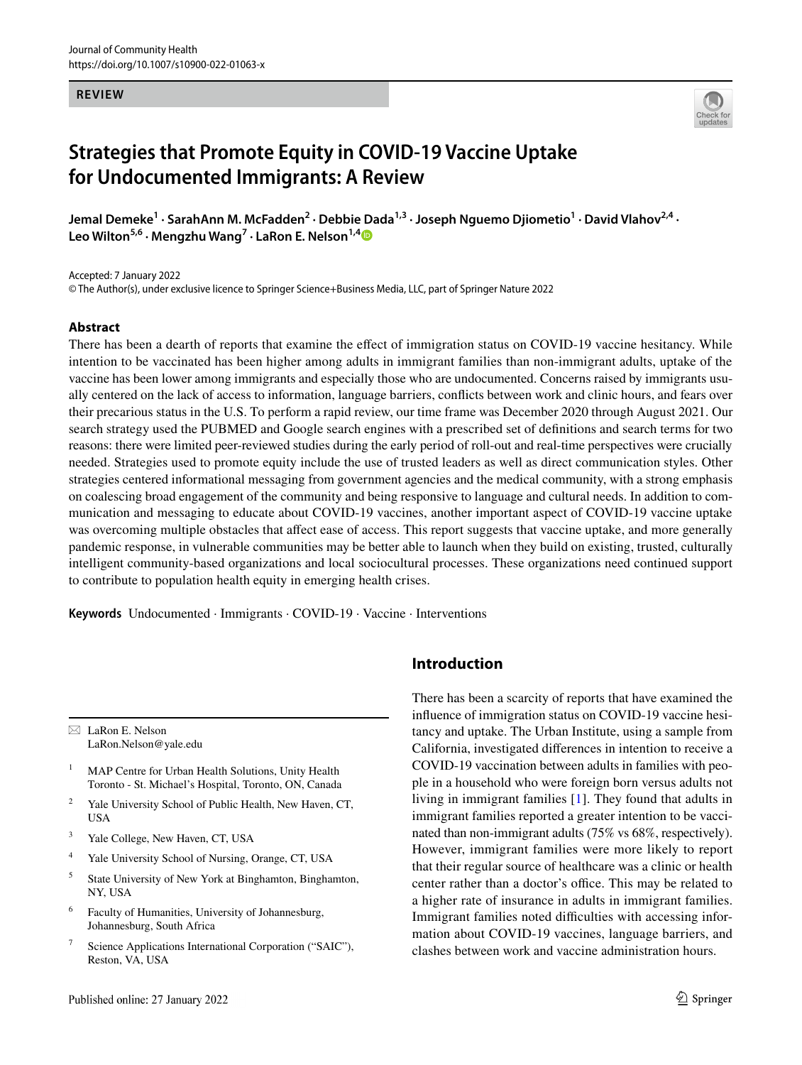REVIEW

# Strategies that Promote Equity in COVID-19 Vaccine Uptake for Undocumented Immigrants: A Review

**Jemal Demeke[1] · SarahAnn M. McFadden[2] · Debbie Dada[1,3] · Joseph Nguemo Djiometio[1] · David Vlahov[2,4] · Leo Wilton[5,6] · Mengzhu Wang[7] · LaRon E. Nelson[1,4]**

Accepted: 7 January 2022
© The Author(s), under exclusive licence to Springer Science+Business Media, LLC, part of Springer Nature 2022

## Abstract

There has been a dearth of reports that examine the effect of immigration status on COVID-19 vaccine hesitancy. While intention to be vaccinated has been higher among adults in immigrant families than non-immigrant adults, uptake of the vaccine has been lower among immigrants and especially those who are undocumented. Concerns raised by immigrants usually centered on the lack of access to information, language barriers, conflicts between work and clinic hours, and fears over their precarious status in the U.S. To perform a rapid review, our time frame was December 2020 through August 2021. Our search strategy used the PUBMED and Google search engines with a prescribed set of definitions and search terms for two reasons: there were limited peer-reviewed studies during the early period of roll-out and real-time perspectives were crucially needed. Strategies used to promote equity include the use of trusted leaders as well as direct communication styles. Other strategies centered informational messaging from government agencies and the medical community, with a strong emphasis on coalescing broad engagement of the community and being responsive to language and cultural needs. In addition to communication and messaging to educate about COVID-19 vaccines, another important aspect of COVID-19 vaccine uptake was overcoming multiple obstacles that affect ease of access. This report suggests that vaccine uptake, and more generally pandemic response, in vulnerable communities may be better able to launch when they build on existing, trusted, culturally intelligent community-based organizations and local sociocultural processes. These organizations need continued support to contribute to population health equity in emerging health crises.

**Keywords** Undocumented · Immigrants · COVID-19 · Vaccine · Interventions

## Introduction

There has been a scarcity of reports that have examined the influence of immigration status on COVID-19 vaccine hesitancy and uptake. The Urban Institute, using a sample from California, investigated differences in intention to receive a COVID-19 vaccination between adults in families with people in a household who were foreign born versus adults not living in immigrant families [1]. They found that adults in immigrant families reported a greater intention to be vaccinated than non-immigrant adults (75% vs 68%, respectively). However, immigrant families were more likely to report that their regular source of healthcare was a clinic or health center rather than a doctor's office. This may be related to a higher rate of insurance in adults in immigrant families. Immigrant families noted difficulties with accessing information about COVID-19 vaccines, language barriers, and clashes between work and vaccine administration hours.

---

✉ LaRon E. Nelson
LaRon.Nelson@yale.edu

[1] MAP Centre for Urban Health Solutions, Unity Health Toronto - St. Michael's Hospital, Toronto, ON, Canada

[2] Yale University School of Public Health, New Haven, CT, USA

[3] Yale College, New Haven, CT, USA

[4] Yale University School of Nursing, Orange, CT, USA

[5] State University of New York at Binghamton, Binghamton, NY, USA

[6] Faculty of Humanities, University of Johannesburg, Johannesburg, South Africa

[7] Science Applications International Corporation ("SAIC"), Reston, VA, USA

Published online: 27 January 2022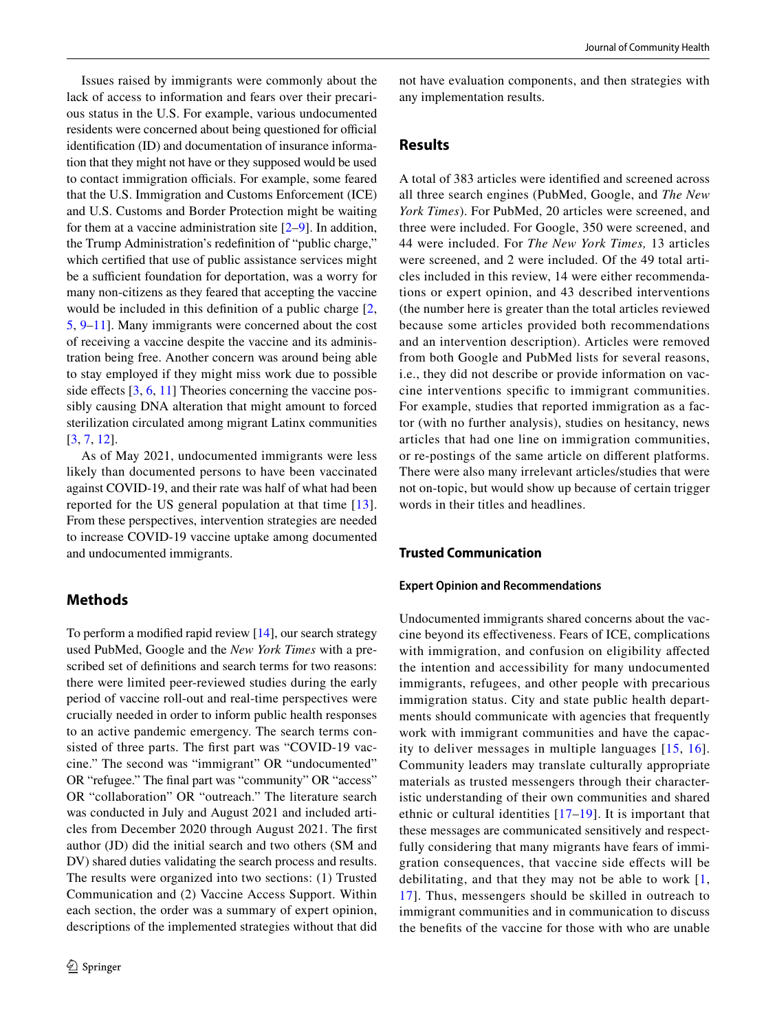Issues raised by immigrants were commonly about the lack of access to information and fears over their precarious status in the U.S. For example, various undocumented residents were concerned about being questioned for official identification (ID) and documentation of insurance information that they might not have or they supposed would be used to contact immigration officials. For example, some feared that the U.S. Immigration and Customs Enforcement (ICE) and U.S. Customs and Border Protection might be waiting for them at a vaccine administration site [2–9]. In addition, the Trump Administration's redefinition of "public charge," which certified that use of public assistance services might be a sufficient foundation for deportation, was a worry for many non-citizens as they feared that accepting the vaccine would be included in this definition of a public charge [2, 5, 9–11]. Many immigrants were concerned about the cost of receiving a vaccine despite the vaccine and its administration being free. Another concern was around being able to stay employed if they might miss work due to possible side effects [3, 6, 11] Theories concerning the vaccine possibly causing DNA alteration that might amount to forced sterilization circulated among migrant Latinx communities [3, 7, 12].

As of May 2021, undocumented immigrants were less likely than documented persons to have been vaccinated against COVID-19, and their rate was half of what had been reported for the US general population at that time [13]. From these perspectives, intervention strategies are needed to increase COVID-19 vaccine uptake among documented and undocumented immigrants.

## Methods

To perform a modified rapid review [14], our search strategy used PubMed, Google and the *New York Times* with a prescribed set of definitions and search terms for two reasons: there were limited peer-reviewed studies during the early period of vaccine roll-out and real-time perspectives were crucially needed in order to inform public health responses to an active pandemic emergency. The search terms consisted of three parts. The first part was "COVID-19 vaccine." The second was "immigrant" OR "undocumented" OR "refugee." The final part was "community" OR "access" OR "collaboration" OR "outreach." The literature search was conducted in July and August 2021 and included articles from December 2020 through August 2021. The first author (JD) did the initial search and two others (SM and DV) shared duties validating the search process and results. The results were organized into two sections: (1) Trusted Communication and (2) Vaccine Access Support. Within each section, the order was a summary of expert opinion, descriptions of the implemented strategies without that did not have evaluation components, and then strategies with any implementation results.

## Results

A total of 383 articles were identified and screened across all three search engines (PubMed, Google, and *The New York Times*). For PubMed, 20 articles were screened, and three were included. For Google, 350 were screened, and 44 were included. For *The New York Times,* 13 articles were screened, and 2 were included. Of the 49 total articles included in this review, 14 were either recommendations or expert opinion, and 43 described interventions (the number here is greater than the total articles reviewed because some articles provided both recommendations and an intervention description). Articles were removed from both Google and PubMed lists for several reasons, i.e., they did not describe or provide information on vaccine interventions specific to immigrant communities. For example, studies that reported immigration as a factor (with no further analysis), studies on hesitancy, news articles that had one line on immigration communities, or re-postings of the same article on different platforms. There were also many irrelevant articles/studies that were not on-topic, but would show up because of certain trigger words in their titles and headlines.

### Trusted Communication

#### Expert Opinion and Recommendations

Undocumented immigrants shared concerns about the vaccine beyond its effectiveness. Fears of ICE, complications with immigration, and confusion on eligibility affected the intention and accessibility for many undocumented immigrants, refugees, and other people with precarious immigration status. City and state public health departments should communicate with agencies that frequently work with immigrant communities and have the capacity to deliver messages in multiple languages [15, 16]. Community leaders may translate culturally appropriate materials as trusted messengers through their characteristic understanding of their own communities and shared ethnic or cultural identities [17–19]. It is important that these messages are communicated sensitively and respectfully considering that many migrants have fears of immigration consequences, that vaccine side effects will be debilitating, and that they may not be able to work [1, 17]. Thus, messengers should be skilled in outreach to immigrant communities and in communication to discuss the benefits of the vaccine for those with who are unable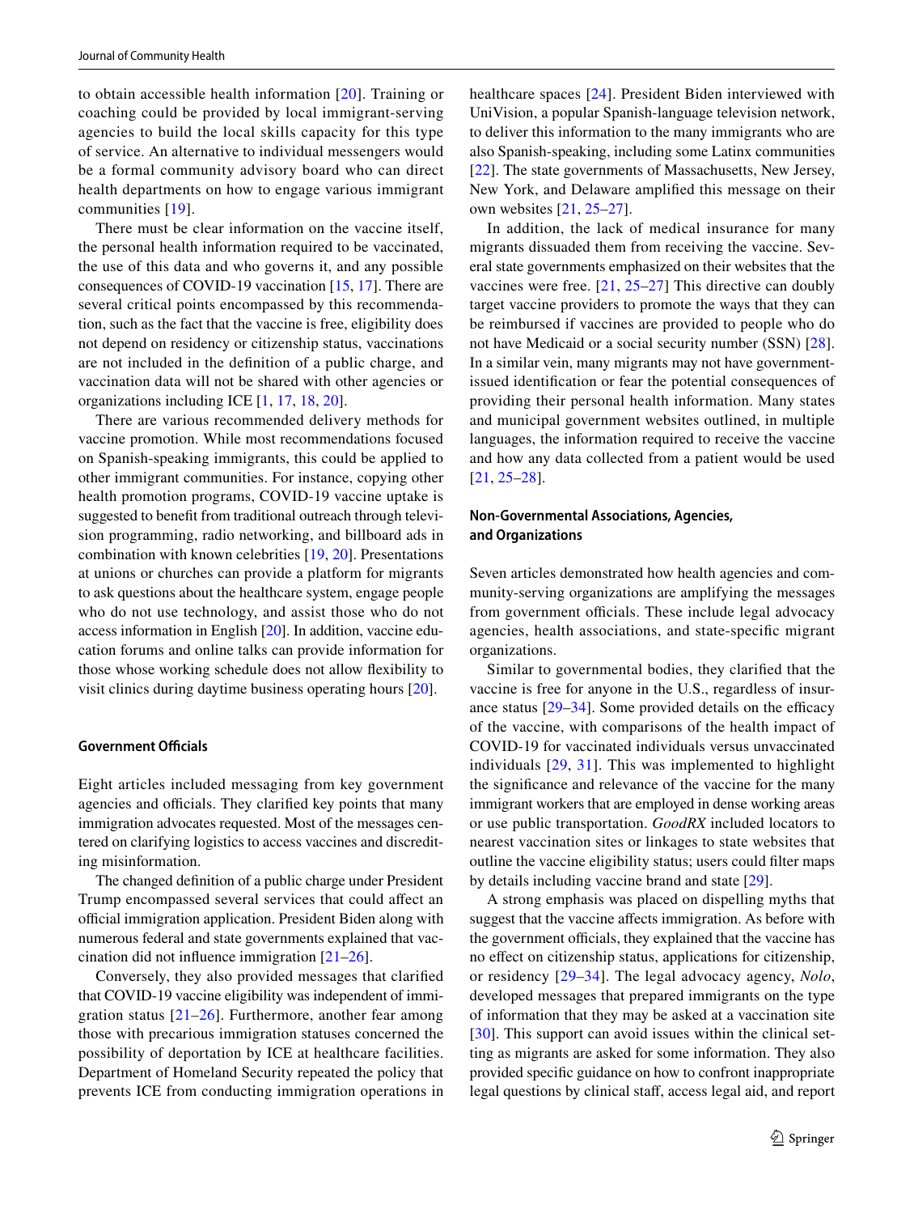to obtain accessible health information [20]. Training or coaching could be provided by local immigrant-serving agencies to build the local skills capacity for this type of service. An alternative to individual messengers would be a formal community advisory board who can direct health departments on how to engage various immigrant communities [19].

There must be clear information on the vaccine itself, the personal health information required to be vaccinated, the use of this data and who governs it, and any possible consequences of COVID-19 vaccination [15, 17]. There are several critical points encompassed by this recommendation, such as the fact that the vaccine is free, eligibility does not depend on residency or citizenship status, vaccinations are not included in the definition of a public charge, and vaccination data will not be shared with other agencies or organizations including ICE [1, 17, 18, 20].

There are various recommended delivery methods for vaccine promotion. While most recommendations focused on Spanish-speaking immigrants, this could be applied to other immigrant communities. For instance, copying other health promotion programs, COVID-19 vaccine uptake is suggested to benefit from traditional outreach through television programming, radio networking, and billboard ads in combination with known celebrities [19, 20]. Presentations at unions or churches can provide a platform for migrants to ask questions about the healthcare system, engage people who do not use technology, and assist those who do not access information in English [20]. In addition, vaccine education forums and online talks can provide information for those whose working schedule does not allow flexibility to visit clinics during daytime business operating hours [20].

#### Government Officials

Eight articles included messaging from key government agencies and officials. They clarified key points that many immigration advocates requested. Most of the messages centered on clarifying logistics to access vaccines and discrediting misinformation.

The changed definition of a public charge under President Trump encompassed several services that could affect an official immigration application. President Biden along with numerous federal and state governments explained that vaccination did not influence immigration [21–26].

Conversely, they also provided messages that clarified that COVID-19 vaccine eligibility was independent of immigration status [21–26]. Furthermore, another fear among those with precarious immigration statuses concerned the possibility of deportation by ICE at healthcare facilities. Department of Homeland Security repeated the policy that prevents ICE from conducting immigration operations in healthcare spaces [24]. President Biden interviewed with UniVision, a popular Spanish-language television network, to deliver this information to the many immigrants who are also Spanish-speaking, including some Latinx communities [22]. The state governments of Massachusetts, New Jersey, New York, and Delaware amplified this message on their own websites [21, 25–27].

In addition, the lack of medical insurance for many migrants dissuaded them from receiving the vaccine. Several state governments emphasized on their websites that the vaccines were free. [21, 25–27] This directive can doubly target vaccine providers to promote the ways that they can be reimbursed if vaccines are provided to people who do not have Medicaid or a social security number (SSN) [28]. In a similar vein, many migrants may not have government-issued identification or fear the potential consequences of providing their personal health information. Many states and municipal government websites outlined, in multiple languages, the information required to receive the vaccine and how any data collected from a patient would be used [21, 25–28].

#### Non-Governmental Associations, Agencies, and Organizations

Seven articles demonstrated how health agencies and community-serving organizations are amplifying the messages from government officials. These include legal advocacy agencies, health associations, and state-specific migrant organizations.

Similar to governmental bodies, they clarified that the vaccine is free for anyone in the U.S., regardless of insurance status [29–34]. Some provided details on the efficacy of the vaccine, with comparisons of the health impact of COVID-19 for vaccinated individuals versus unvaccinated individuals [29, 31]. This was implemented to highlight the significance and relevance of the vaccine for the many immigrant workers that are employed in dense working areas or use public transportation. *GoodRX* included locators to nearest vaccination sites or linkages to state websites that outline the vaccine eligibility status; users could filter maps by details including vaccine brand and state [29].

A strong emphasis was placed on dispelling myths that suggest that the vaccine affects immigration. As before with the government officials, they explained that the vaccine has no effect on citizenship status, applications for citizenship, or residency [29–34]. The legal advocacy agency, *Nolo*, developed messages that prepared immigrants on the type of information that they may be asked at a vaccination site [30]. This support can avoid issues within the clinical setting as migrants are asked for some information. They also provided specific guidance on how to confront inappropriate legal questions by clinical staff, access legal aid, and report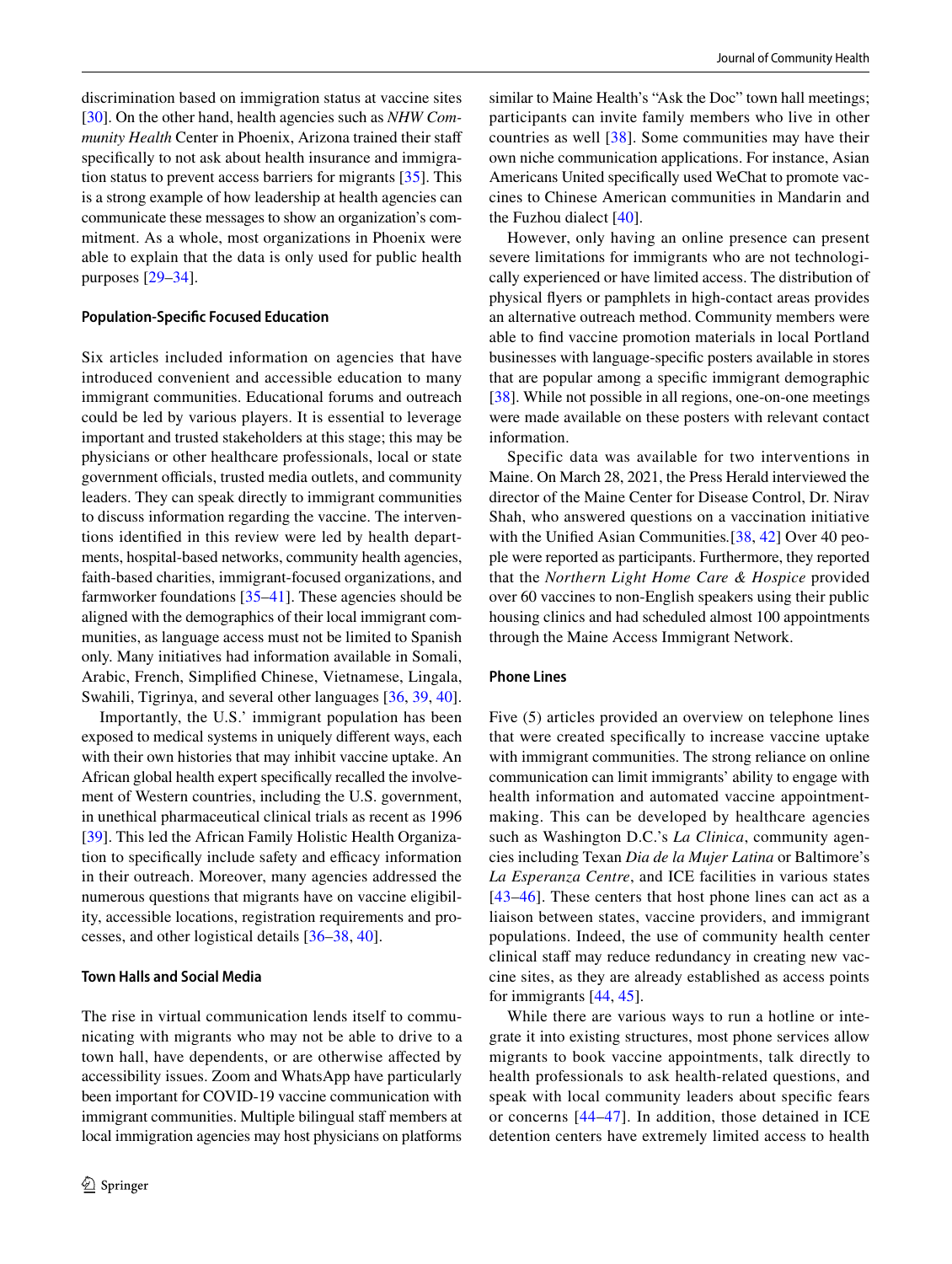discrimination based on immigration status at vaccine sites [30]. On the other hand, health agencies such as *NHW Community Health* Center in Phoenix, Arizona trained their staff specifically to not ask about health insurance and immigration status to prevent access barriers for migrants [35]. This is a strong example of how leadership at health agencies can communicate these messages to show an organization's commitment. As a whole, most organizations in Phoenix were able to explain that the data is only used for public health purposes [29–34].

### Population-Specific Focused Education

Six articles included information on agencies that have introduced convenient and accessible education to many immigrant communities. Educational forums and outreach could be led by various players. It is essential to leverage important and trusted stakeholders at this stage; this may be physicians or other healthcare professionals, local or state government officials, trusted media outlets, and community leaders. They can speak directly to immigrant communities to discuss information regarding the vaccine. The interventions identified in this review were led by health departments, hospital-based networks, community health agencies, faith-based charities, immigrant-focused organizations, and farmworker foundations [35–41]. These agencies should be aligned with the demographics of their local immigrant communities, as language access must not be limited to Spanish only. Many initiatives had information available in Somali, Arabic, French, Simplified Chinese, Vietnamese, Lingala, Swahili, Tigrinya, and several other languages [36, 39, 40].

Importantly, the U.S.' immigrant population has been exposed to medical systems in uniquely different ways, each with their own histories that may inhibit vaccine uptake. An African global health expert specifically recalled the involvement of Western countries, including the U.S. government, in unethical pharmaceutical clinical trials as recent as 1996 [39]. This led the African Family Holistic Health Organization to specifically include safety and efficacy information in their outreach. Moreover, many agencies addressed the numerous questions that migrants have on vaccine eligibility, accessible locations, registration requirements and processes, and other logistical details [36–38, 40].

### Town Halls and Social Media

The rise in virtual communication lends itself to communicating with migrants who may not be able to drive to a town hall, have dependents, or are otherwise affected by accessibility issues. Zoom and WhatsApp have particularly been important for COVID-19 vaccine communication with immigrant communities. Multiple bilingual staff members at local immigration agencies may host physicians on platforms similar to Maine Health's "Ask the Doc" town hall meetings; participants can invite family members who live in other countries as well [38]. Some communities may have their own niche communication applications. For instance, Asian Americans United specifically used WeChat to promote vaccines to Chinese American communities in Mandarin and the Fuzhou dialect [40].

However, only having an online presence can present severe limitations for immigrants who are not technologically experienced or have limited access. The distribution of physical flyers or pamphlets in high-contact areas provides an alternative outreach method. Community members were able to find vaccine promotion materials in local Portland businesses with language-specific posters available in stores that are popular among a specific immigrant demographic [38]. While not possible in all regions, one-on-one meetings were made available on these posters with relevant contact information.

Specific data was available for two interventions in Maine. On March 28, 2021, the Press Herald interviewed the director of the Maine Center for Disease Control, Dr. Nirav Shah, who answered questions on a vaccination initiative with the Unified Asian Communities.[38, 42] Over 40 people were reported as participants. Furthermore, they reported that the *Northern Light Home Care & Hospice* provided over 60 vaccines to non-English speakers using their public housing clinics and had scheduled almost 100 appointments through the Maine Access Immigrant Network.

### Phone Lines

Five (5) articles provided an overview on telephone lines that were created specifically to increase vaccine uptake with immigrant communities. The strong reliance on online communication can limit immigrants' ability to engage with health information and automated vaccine appointment-making. This can be developed by healthcare agencies such as Washington D.C.'s *La Clinica*, community agencies including Texan *Dia de la Mujer Latina* or Baltimore's *La Esperanza Centre*, and ICE facilities in various states [43–46]. These centers that host phone lines can act as a liaison between states, vaccine providers, and immigrant populations. Indeed, the use of community health center clinical staff may reduce redundancy in creating new vaccine sites, as they are already established as access points for immigrants [44, 45].

While there are various ways to run a hotline or integrate it into existing structures, most phone services allow migrants to book vaccine appointments, talk directly to health professionals to ask health-related questions, and speak with local community leaders about specific fears or concerns [44–47]. In addition, those detained in ICE detention centers have extremely limited access to health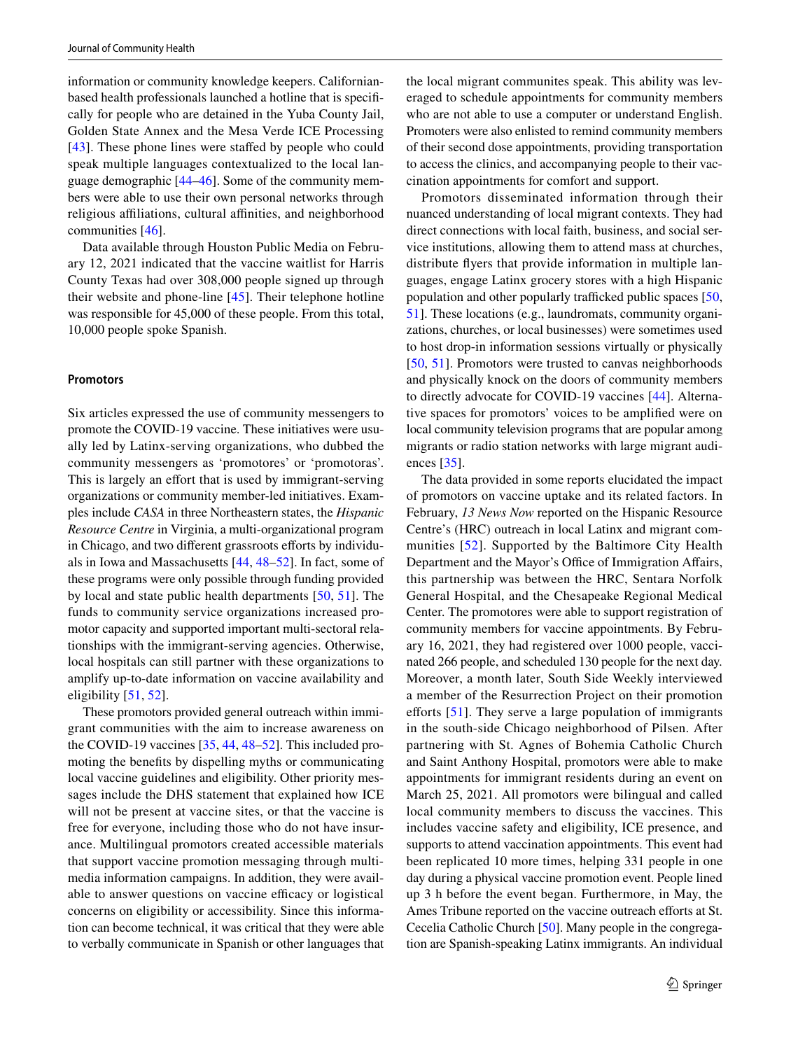information or community knowledge keepers. Californian-based health professionals launched a hotline that is specifically for people who are detained in the Yuba County Jail, Golden State Annex and the Mesa Verde ICE Processing [43]. These phone lines were staffed by people who could speak multiple languages contextualized to the local language demographic [44–46]. Some of the community members were able to use their own personal networks through religious affiliations, cultural affinities, and neighborhood communities [46].

Data available through Houston Public Media on February 12, 2021 indicated that the vaccine waitlist for Harris County Texas had over 308,000 people signed up through their website and phone-line [45]. Their telephone hotline was responsible for 45,000 of these people. From this total, 10,000 people spoke Spanish.

### Promotors

Six articles expressed the use of community messengers to promote the COVID-19 vaccine. These initiatives were usually led by Latinx-serving organizations, who dubbed the community messengers as 'promotores' or 'promotoras'. This is largely an effort that is used by immigrant-serving organizations or community member-led initiatives. Examples include *CASA* in three Northeastern states, the *Hispanic Resource Centre* in Virginia, a multi-organizational program in Chicago, and two different grassroots efforts by individuals in Iowa and Massachusetts [44, 48–52]. In fact, some of these programs were only possible through funding provided by local and state public health departments [50, 51]. The funds to community service organizations increased promotor capacity and supported important multi-sectoral relationships with the immigrant-serving agencies. Otherwise, local hospitals can still partner with these organizations to amplify up-to-date information on vaccine availability and eligibility [51, 52].

These promotors provided general outreach within immigrant communities with the aim to increase awareness on the COVID-19 vaccines [35, 44, 48–52]. This included promoting the benefits by dispelling myths or communicating local vaccine guidelines and eligibility. Other priority messages include the DHS statement that explained how ICE will not be present at vaccine sites, or that the vaccine is free for everyone, including those who do not have insurance. Multilingual promotors created accessible materials that support vaccine promotion messaging through multimedia information campaigns. In addition, they were available to answer questions on vaccine efficacy or logistical concerns on eligibility or accessibility. Since this information can become technical, it was critical that they were able to verbally communicate in Spanish or other languages that the local migrant communites speak. This ability was leveraged to schedule appointments for community members who are not able to use a computer or understand English. Promoters were also enlisted to remind community members of their second dose appointments, providing transportation to access the clinics, and accompanying people to their vaccination appointments for comfort and support.

Promotors disseminated information through their nuanced understanding of local migrant contexts. They had direct connections with local faith, business, and social service institutions, allowing them to attend mass at churches, distribute flyers that provide information in multiple languages, engage Latinx grocery stores with a high Hispanic population and other popularly trafficked public spaces [50, 51]. These locations (e.g., laundromats, community organizations, churches, or local businesses) were sometimes used to host drop-in information sessions virtually or physically [50, 51]. Promotors were trusted to canvas neighborhoods and physically knock on the doors of community members to directly advocate for COVID-19 vaccines [44]. Alternative spaces for promotors' voices to be amplified were on local community television programs that are popular among migrants or radio station networks with large migrant audiences [35].

The data provided in some reports elucidated the impact of promotors on vaccine uptake and its related factors. In February, *13 News Now* reported on the Hispanic Resource Centre's (HRC) outreach in local Latinx and migrant communities [52]. Supported by the Baltimore City Health Department and the Mayor's Office of Immigration Affairs, this partnership was between the HRC, Sentara Norfolk General Hospital, and the Chesapeake Regional Medical Center. The promotores were able to support registration of community members for vaccine appointments. By February 16, 2021, they had registered over 1000 people, vaccinated 266 people, and scheduled 130 people for the next day. Moreover, a month later, South Side Weekly interviewed a member of the Resurrection Project on their promotion efforts [51]. They serve a large population of immigrants in the south-side Chicago neighborhood of Pilsen. After partnering with St. Agnes of Bohemia Catholic Church and Saint Anthony Hospital, promotors were able to make appointments for immigrant residents during an event on March 25, 2021. All promotors were bilingual and called local community members to discuss the vaccines. This includes vaccine safety and eligibility, ICE presence, and supports to attend vaccination appointments. This event had been replicated 10 more times, helping 331 people in one day during a physical vaccine promotion event. People lined up 3 h before the event began. Furthermore, in May, the Ames Tribune reported on the vaccine outreach efforts at St. Cecelia Catholic Church [50]. Many people in the congregation are Spanish-speaking Latinx immigrants. An individual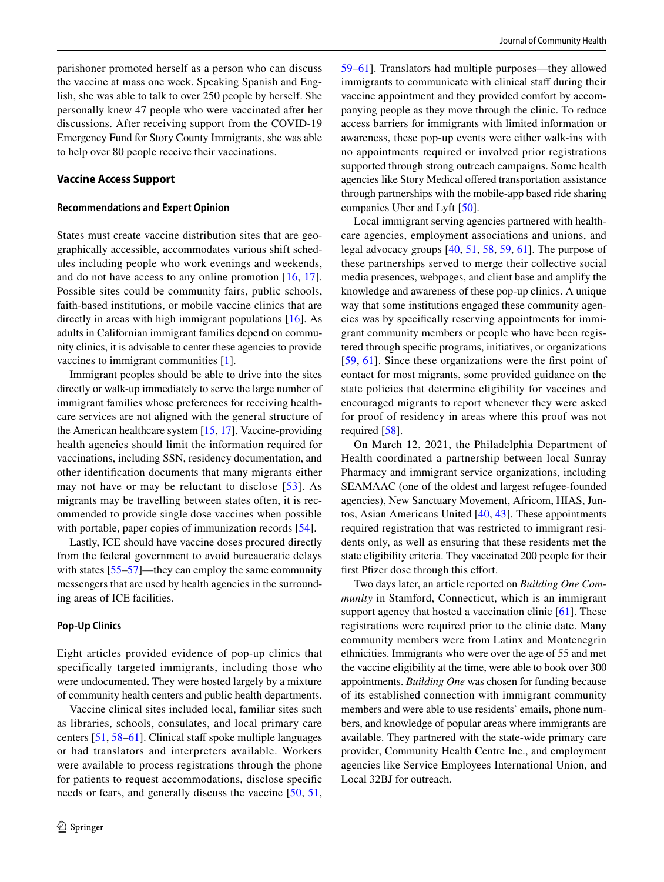parishoner promoted herself as a person who can discuss the vaccine at mass one week. Speaking Spanish and English, she was able to talk to over 250 people by herself. She personally knew 47 people who were vaccinated after her discussions. After receiving support from the COVID-19 Emergency Fund for Story County Immigrants, she was able to help over 80 people receive their vaccinations.

## Vaccine Access Support

### Recommendations and Expert Opinion

States must create vaccine distribution sites that are geographically accessible, accommodates various shift schedules including people who work evenings and weekends, and do not have access to any online promotion [16, 17]. Possible sites could be community fairs, public schools, faith-based institutions, or mobile vaccine clinics that are directly in areas with high immigrant populations [16]. As adults in Californian immigrant families depend on community clinics, it is advisable to center these agencies to provide vaccines to immigrant communities [1].

Immigrant peoples should be able to drive into the sites directly or walk-up immediately to serve the large number of immigrant families whose preferences for receiving healthcare services are not aligned with the general structure of the American healthcare system [15, 17]. Vaccine-providing health agencies should limit the information required for vaccinations, including SSN, residency documentation, and other identification documents that many migrants either may not have or may be reluctant to disclose [53]. As migrants may be travelling between states often, it is recommended to provide single dose vaccines when possible with portable, paper copies of immunization records [54].

Lastly, ICE should have vaccine doses procured directly from the federal government to avoid bureaucratic delays with states [55–57]—they can employ the same community messengers that are used by health agencies in the surrounding areas of ICE facilities.

### Pop-Up Clinics

Eight articles provided evidence of pop-up clinics that specifically targeted immigrants, including those who were undocumented. They were hosted largely by a mixture of community health centers and public health departments.

Vaccine clinical sites included local, familiar sites such as libraries, schools, consulates, and local primary care centers [51, 58–61]. Clinical staff spoke multiple languages or had translators and interpreters available. Workers were available to process registrations through the phone for patients to request accommodations, disclose specific needs or fears, and generally discuss the vaccine [50, 51, 59–61]. Translators had multiple purposes—they allowed immigrants to communicate with clinical staff during their vaccine appointment and they provided comfort by accompanying people as they move through the clinic. To reduce access barriers for immigrants with limited information or awareness, these pop-up events were either walk-ins with no appointments required or involved prior registrations supported through strong outreach campaigns. Some health agencies like Story Medical offered transportation assistance through partnerships with the mobile-app based ride sharing companies Uber and Lyft [50].

Local immigrant serving agencies partnered with healthcare agencies, employment associations and unions, and legal advocacy groups [40, 51, 58, 59, 61]. The purpose of these partnerships served to merge their collective social media presences, webpages, and client base and amplify the knowledge and awareness of these pop-up clinics. A unique way that some institutions engaged these community agencies was by specifically reserving appointments for immigrant community members or people who have been registered through specific programs, initiatives, or organizations [59, 61]. Since these organizations were the first point of contact for most migrants, some provided guidance on the state policies that determine eligibility for vaccines and encouraged migrants to report whenever they were asked for proof of residency in areas where this proof was not required [58].

On March 12, 2021, the Philadelphia Department of Health coordinated a partnership between local Sunray Pharmacy and immigrant service organizations, including SEAMAAC (one of the oldest and largest refugee-founded agencies), New Sanctuary Movement, Africom, HIAS, Juntos, Asian Americans United [40, 43]. These appointments required registration that was restricted to immigrant residents only, as well as ensuring that these residents met the state eligibility criteria. They vaccinated 200 people for their first Pfizer dose through this effort.

Two days later, an article reported on *Building One Community* in Stamford, Connecticut, which is an immigrant support agency that hosted a vaccination clinic [61]. These registrations were required prior to the clinic date. Many community members were from Latinx and Montenegrin ethnicities. Immigrants who were over the age of 55 and met the vaccine eligibility at the time, were able to book over 300 appointments. *Building One* was chosen for funding because of its established connection with immigrant community members and were able to use residents' emails, phone numbers, and knowledge of popular areas where immigrants are available. They partnered with the state-wide primary care provider, Community Health Centre Inc., and employment agencies like Service Employees International Union, and Local 32BJ for outreach.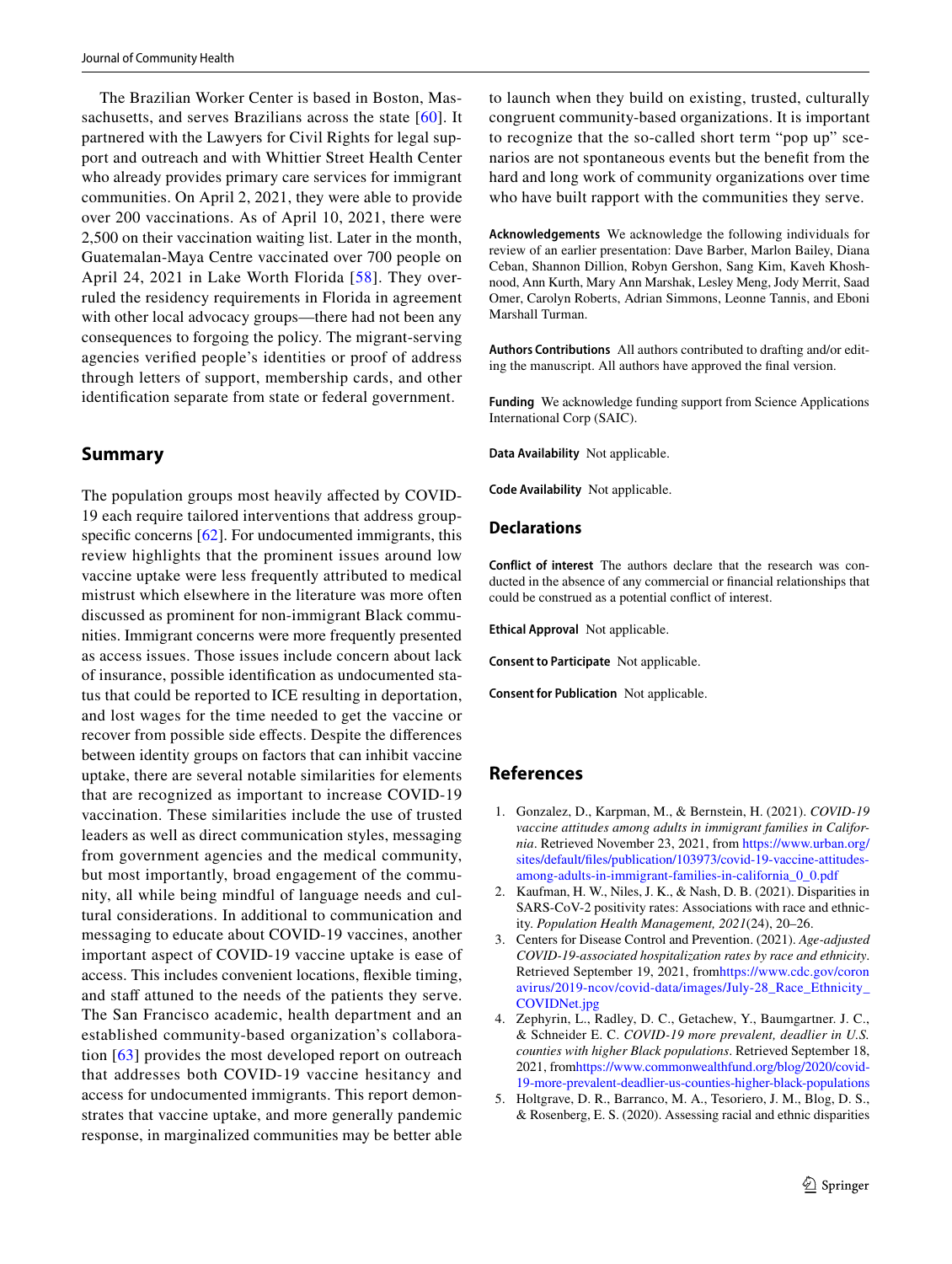The Brazilian Worker Center is based in Boston, Massachusetts, and serves Brazilians across the state [60]. It partnered with the Lawyers for Civil Rights for legal support and outreach and with Whittier Street Health Center who already provides primary care services for immigrant communities. On April 2, 2021, they were able to provide over 200 vaccinations. As of April 10, 2021, there were 2,500 on their vaccination waiting list. Later in the month, Guatemalan-Maya Centre vaccinated over 700 people on April 24, 2021 in Lake Worth Florida [58]. They overruled the residency requirements in Florida in agreement with other local advocacy groups—there had not been any consequences to forgoing the policy. The migrant-serving agencies verified people's identities or proof of address through letters of support, membership cards, and other identification separate from state or federal government.

## Summary

The population groups most heavily affected by COVID-19 each require tailored interventions that address group-specific concerns [62]. For undocumented immigrants, this review highlights that the prominent issues around low vaccine uptake were less frequently attributed to medical mistrust which elsewhere in the literature was more often discussed as prominent for non-immigrant Black communities. Immigrant concerns were more frequently presented as access issues. Those issues include concern about lack of insurance, possible identification as undocumented status that could be reported to ICE resulting in deportation, and lost wages for the time needed to get the vaccine or recover from possible side effects. Despite the differences between identity groups on factors that can inhibit vaccine uptake, there are several notable similarities for elements that are recognized as important to increase COVID-19 vaccination. These similarities include the use of trusted leaders as well as direct communication styles, messaging from government agencies and the medical community, but most importantly, broad engagement of the community, all while being mindful of language needs and cultural considerations. In additional to communication and messaging to educate about COVID-19 vaccines, another important aspect of COVID-19 vaccine uptake is ease of access. This includes convenient locations, flexible timing, and staff attuned to the needs of the patients they serve. The San Francisco academic, health department and an established community-based organization's collaboration [63] provides the most developed report on outreach that addresses both COVID-19 vaccine hesitancy and access for undocumented immigrants. This report demonstrates that vaccine uptake, and more generally pandemic response, in marginalized communities may be better able to launch when they build on existing, trusted, culturally congruent community-based organizations. It is important to recognize that the so-called short term "pop up" scenarios are not spontaneous events but the benefit from the hard and long work of community organizations over time who have built rapport with the communities they serve.

**Acknowledgements** We acknowledge the following individuals for review of an earlier presentation: Dave Barber, Marlon Bailey, Diana Ceban, Shannon Dillion, Robyn Gershon, Sang Kim, Kaveh Khoshnood, Ann Kurth, Mary Ann Marshak, Lesley Meng, Jody Merrit, Saad Omer, Carolyn Roberts, Adrian Simmons, Leonne Tannis, and Eboni Marshall Turman.

**Authors Contributions** All authors contributed to drafting and/or editing the manuscript. All authors have approved the final version.

**Funding** We acknowledge funding support from Science Applications International Corp (SAIC).

**Data Availability** Not applicable.

**Code Availability** Not applicable.

## Declarations

**Conflict of interest** The authors declare that the research was conducted in the absence of any commercial or financial relationships that could be construed as a potential conflict of interest.

**Ethical Approval** Not applicable.

**Consent to Participate** Not applicable.

**Consent for Publication** Not applicable.

## References

1. Gonzalez, D., Karpman, M., & Bernstein, H. (2021). *COVID-19 vaccine attitudes among adults in immigrant families in California*. Retrieved November 23, 2021, from https://www.urban.org/sites/default/files/publication/103973/covid-19-vaccine-attitudes-among-adults-in-immigrant-families-in-california_0_0.pdf
2. Kaufman, H. W., Niles, J. K., & Nash, D. B. (2021). Disparities in SARS-CoV-2 positivity rates: Associations with race and ethnicity. *Population Health Management, 2021*(24), 20–26.
3. Centers for Disease Control and Prevention. (2021). *Age-adjusted COVID-19-associated hospitalization rates by race and ethnicity*. Retrieved September 19, 2021, fromhttps://www.cdc.gov/coronavirus/2019-ncov/covid-data/images/July-28_Race_Ethnicity_COVIDNet.jpg
4. Zephyrin, L., Radley, D. C., Getachew, Y., Baumgartner. J. C., & Schneider E. C. *COVID-19 more prevalent, deadlier in U.S. counties with higher Black populations*. Retrieved September 18, 2021, fromhttps://www.commonwealthfund.org/blog/2020/covid-19-more-prevalent-deadlier-us-counties-higher-black-populations
5. Holtgrave, D. R., Barranco, M. A., Tesoriero, J. M., Blog, D. S., & Rosenberg, E. S. (2020). Assessing racial and ethnic disparities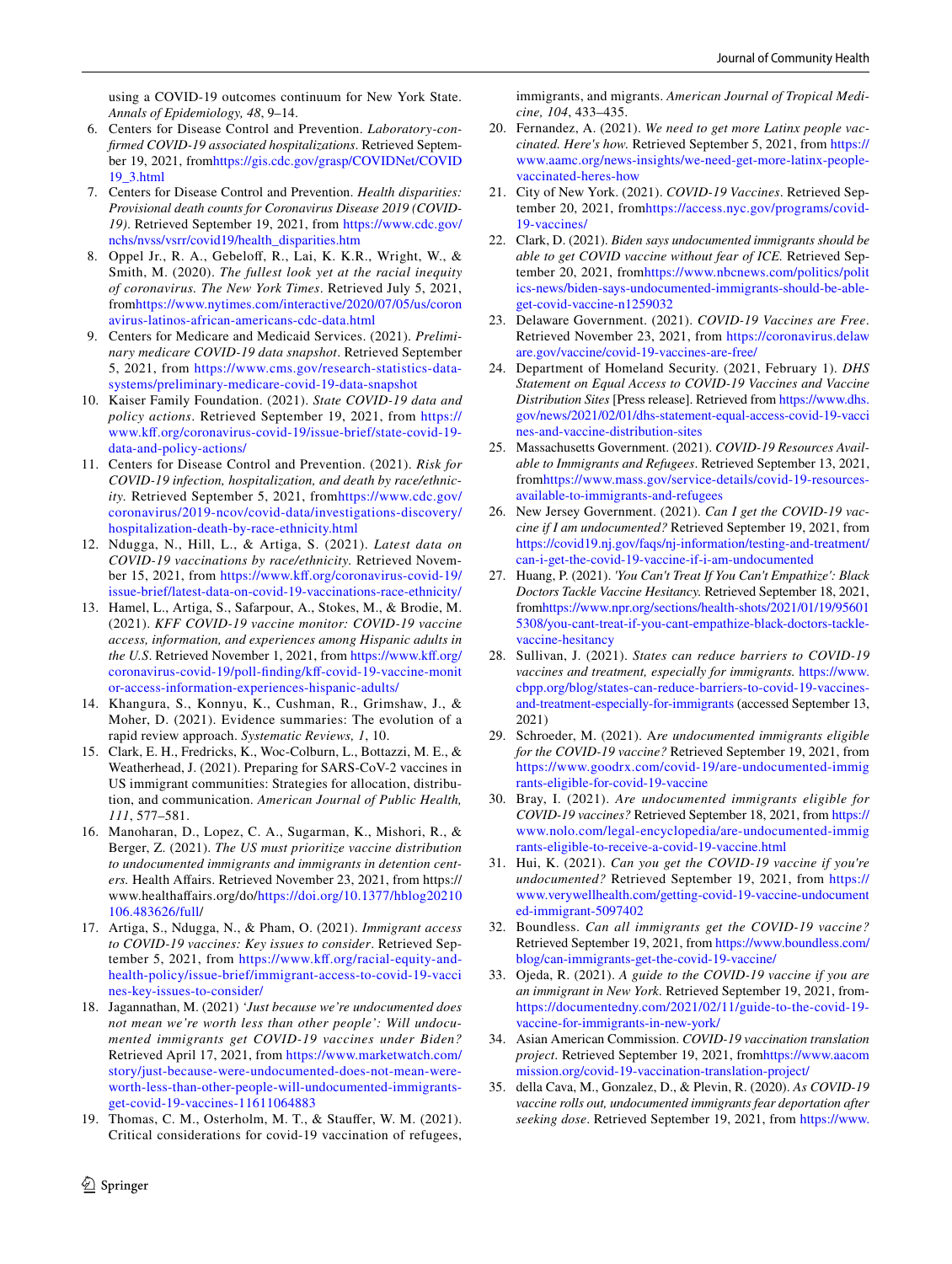using a COVID-19 outcomes continuum for New York State. *Annals of Epidemiology, 48*, 9–14.

6. Centers for Disease Control and Prevention. *Laboratory-confirmed COVID-19 associated hospitalizations*. Retrieved September 19, 2021, fromhttps://gis.cdc.gov/grasp/COVIDNet/COVID19_3.html
7. Centers for Disease Control and Prevention. *Health disparities: Provisional death counts for Coronavirus Disease 2019 (COVID-19)*. Retrieved September 19, 2021, from https://www.cdc.gov/nchs/nvss/vsrr/covid19/health_disparities.htm
8. Oppel Jr., R. A., Gebeloff, R., Lai, K. K.R., Wright, W., & Smith, M. (2020). *The fullest look yet at the racial inequity of coronavirus. The New York Times*. Retrieved July 5, 2021, fromhttps://www.nytimes.com/interactive/2020/07/05/us/coronavirus-latinos-african-americans-cdc-data.html
9. Centers for Medicare and Medicaid Services. (2021). *Preliminary medicare COVID-19 data snapshot*. Retrieved September 5, 2021, from https://www.cms.gov/research-statistics-data-systems/preliminary-medicare-covid-19-data-snapshot
10. Kaiser Family Foundation. (2021). *State COVID-19 data and policy actions*. Retrieved September 19, 2021, from https://www.kff.org/coronavirus-covid-19/issue-brief/state-covid-19-data-and-policy-actions/
11. Centers for Disease Control and Prevention. (2021). *Risk for COVID-19 infection, hospitalization, and death by race/ethnicity*. Retrieved September 5, 2021, fromhttps://www.cdc.gov/coronavirus/2019-ncov/covid-data/investigations-discovery/hospitalization-death-by-race-ethnicity.html
12. Ndugga, N., Hill, L., & Artiga, S. (2021). *Latest data on COVID-19 vaccinations by race/ethnicity*. Retrieved November 15, 2021, from https://www.kff.org/coronavirus-covid-19/issue-brief/latest-data-on-covid-19-vaccinations-race-ethnicity/
13. Hamel, L., Artiga, S., Safarpour, A., Stokes, M., & Brodie, M. (2021). *KFF COVID-19 vaccine monitor: COVID-19 vaccine access, information, and experiences among Hispanic adults in the U.S*. Retrieved November 1, 2021, from https://www.kff.org/coronavirus-covid-19/poll-finding/kff-covid-19-vaccine-monitor-access-information-experiences-hispanic-adults/
14. Khangura, S., Konnyu, K., Cushman, R., Grimshaw, J., & Moher, D. (2021). Evidence summaries: The evolution of a rapid review approach. *Systematic Reviews, 1*, 10.
15. Clark, E. H., Fredricks, K., Woc-Colburn, L., Bottazzi, M. E., & Weatherhead, J. (2021). Preparing for SARS-CoV-2 vaccines in US immigrant communities: Strategies for allocation, distribution, and communication. *American Journal of Public Health, 111*, 577–581.
16. Manoharan, D., Lopez, C. A., Sugarman, K., Mishori, R., & Berger, Z. (2021). *The US must prioritize vaccine distribution to undocumented immigrants and immigrants in detention centers*. Health Affairs. Retrieved November 23, 2021, from https://www.healthaffairs.org/do/https://doi.org/10.1377/hblog20210106.483626/full/
17. Artiga, S., Ndugga, N., & Pham, O. (2021). *Immigrant access to COVID-19 vaccines: Key issues to consider*. Retrieved September 5, 2021, from https://www.kff.org/racial-equity-and-health-policy/issue-brief/immigrant-access-to-covid-19-vaccines-key-issues-to-consider/
18. Jagannathan, M. (2021) *'Just because we're undocumented does not mean we're worth less than other people': Will undocumented immigrants get COVID-19 vaccines under Biden?* Retrieved April 17, 2021, from https://www.marketwatch.com/story/just-because-were-undocumented-does-not-mean-were-worth-less-than-other-people-will-undocumented-immigrants-get-covid-19-vaccines-11611064883
19. Thomas, C. M., Osterholm, M. T., & Stauffer, W. M. (2021). Critical considerations for covid-19 vaccination of refugees, immigrants, and migrants. *American Journal of Tropical Medicine, 104*, 433–435.
20. Fernandez, A. (2021). *We need to get more Latinx people vaccinated. Here's how*. Retrieved September 5, 2021, from https://www.aamc.org/news-insights/we-need-get-more-latinx-people-vaccinated-heres-how
21. City of New York. (2021). *COVID-19 Vaccines*. Retrieved September 20, 2021, fromhttps://access.nyc.gov/programs/covid-19-vaccines/
22. Clark, D. (2021). *Biden says undocumented immigrants should be able to get COVID vaccine without fear of ICE*. Retrieved September 20, 2021, fromhttps://www.nbcnews.com/politics/politics-news/biden-says-undocumented-immigrants-should-be-able-get-covid-vaccine-n1259032
23. Delaware Government. (2021). *COVID-19 Vaccines are Free*. Retrieved November 23, 2021, from https://coronavirus.delaware.gov/vaccine/covid-19-vaccines-are-free/
24. Department of Homeland Security. (2021, February 1). *DHS Statement on Equal Access to COVID-19 Vaccines and Vaccine Distribution Sites* [Press release]. Retrieved from https://www.dhs.gov/news/2021/02/01/dhs-statement-equal-access-covid-19-vaccines-and-vaccine-distribution-sites
25. Massachusetts Government. (2021). *COVID-19 Resources Available to Immigrants and Refugees*. Retrieved September 13, 2021, fromhttps://www.mass.gov/service-details/covid-19-resources-available-to-immigrants-and-refugees
26. New Jersey Government. (2021). *Can I get the COVID-19 vaccine if I am undocumented?* Retrieved September 19, 2021, from https://covid19.nj.gov/faqs/nj-information/testing-and-treatment/can-i-get-the-covid-19-vaccine-if-i-am-undocumented
27. Huang, P. (2021). *'You Can't Treat If You Can't Empathize': Black Doctors Tackle Vaccine Hesitancy*. Retrieved September 18, 2021, fromhttps://www.npr.org/sections/health-shots/2021/01/19/956015308/you-cant-treat-if-you-cant-empathize-black-doctors-tackle-vaccine-hesitancy
28. Sullivan, J. (2021). *States can reduce barriers to COVID-19 vaccines and treatment, especially for immigrants*. https://www.cbpp.org/blog/states-can-reduce-barriers-to-covid-19-vaccines-and-treatment-especially-for-immigrants (accessed September 13, 2021)
29. Schroeder, M. (2021). A*re undocumented immigrants eligible for the COVID-19 vaccine?* Retrieved September 19, 2021, from https://www.goodrx.com/covid-19/are-undocumented-immigrants-eligible-for-covid-19-vaccine
30. Bray, I. (2021). *Are undocumented immigrants eligible for COVID-19 vaccines?* Retrieved September 18, 2021, from https://www.nolo.com/legal-encyclopedia/are-undocumented-immigrants-eligible-to-receive-a-covid-19-vaccine.html
31. Hui, K. (2021). *Can you get the COVID-19 vaccine if you're undocumented?* Retrieved September 19, 2021, from https://www.verywellhealth.com/getting-covid-19-vaccine-undocumented-immigrant-5097402
32. Boundless. *Can all immigrants get the COVID-19 vaccine?* Retrieved September 19, 2021, from https://www.boundless.com/blog/can-immigrants-get-the-covid-19-vaccine/
33. Ojeda, R. (2021). *A guide to the COVID-19 vaccine if you are an immigrant in New York*. Retrieved September 19, 2021, from-https://documentedny.com/2021/02/11/guide-to-the-covid-19-vaccine-for-immigrants-in-new-york/
34. Asian American Commission. *COVID-19 vaccination translation project*. Retrieved September 19, 2021, fromhttps://www.aacommission.org/covid-19-vaccination-translation-project/
35. della Cava, M., Gonzalez, D., & Plevin, R. (2020). *As COVID-19 vaccine rolls out, undocumented immigrants fear deportation after seeking dose*. Retrieved September 19, 2021, from https://www.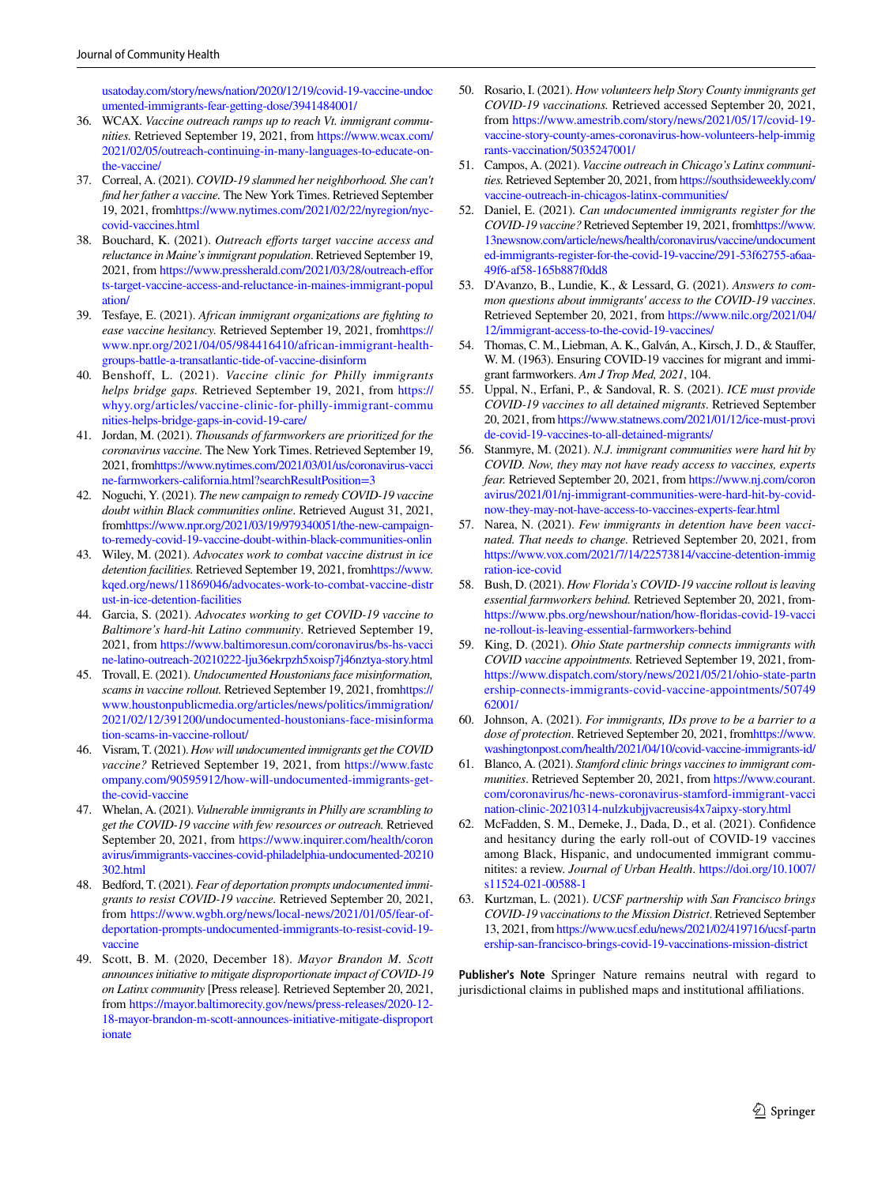usatoday.com/story/news/nation/2020/12/19/covid-19-vaccine-undocumented-immigrants-fear-getting-dose/3941484001/

36. WCAX. *Vaccine outreach ramps up to reach Vt. immigrant communities.* Retrieved September 19, 2021, from https://www.wcax.com/2021/02/05/outreach-continuing-in-many-languages-to-educate-on-the-vaccine/
37. Correal, A. (2021). *COVID-19 slammed her neighborhood. She can't find her father a vaccine.* The New York Times. Retrieved September 19, 2021, fromhttps://www.nytimes.com/2021/02/22/nyregion/nyc-covid-vaccines.html
38. Bouchard, K. (2021). *Outreach efforts target vaccine access and reluctance in Maine's immigrant population*. Retrieved September 19, 2021, from https://www.pressherald.com/2021/03/28/outreach-efforts-target-vaccine-access-and-reluctance-in-maines-immigrant-population/
39. Tesfaye, E. (2021). *African immigrant organizations are fighting to ease vaccine hesitancy.* Retrieved September 19, 2021, fromhttps://www.npr.org/2021/04/05/984416410/african-immigrant-health-groups-battle-a-transatlantic-tide-of-vaccine-disinform
40. Benshoff, L. (2021). *Vaccine clinic for Philly immigrants helps bridge gaps*. Retrieved September 19, 2021, from https://whyy.org/articles/vaccine-clinic-for-philly-immigrant-communities-helps-bridge-gaps-in-covid-19-care/
41. Jordan, M. (2021). *Thousands of farmworkers are prioritized for the coronavirus vaccine.* The New York Times. Retrieved September 19, 2021, fromhttps://www.nytimes.com/2021/03/01/us/coronavirus-vaccine-farmworkers-california.html?searchResultPosition=3
42. Noguchi, Y. (2021). *The new campaign to remedy COVID-19 vaccine doubt within Black communities online*. Retrieved August 31, 2021, fromhttps://www.npr.org/2021/03/19/979340051/the-new-campaign-to-remedy-covid-19-vaccine-doubt-within-black-communities-onlin
43. Wiley, M. (2021). *Advocates work to combat vaccine distrust in ice detention facilities.* Retrieved September 19, 2021, fromhttps://www.kqed.org/news/11869046/advocates-work-to-combat-vaccine-distrust-in-ice-detention-facilities
44. Garcia, S. (2021). *Advocates working to get COVID-19 vaccine to Baltimore's hard-hit Latino community*. Retrieved September 19, 2021, from https://www.baltimoresun.com/coronavirus/bs-hs-vaccine-latino-outreach-20210222-lju36ekrpzh5xoisp7j46nztya-story.html
45. Trovall, E. (2021). *Undocumented Houstonians face misinformation, scams in vaccine rollout.* Retrieved September 19, 2021, fromhttps://www.houstonpublicmedia.org/articles/news/politics/immigration/2021/02/12/391200/undocumented-houstonians-face-misinformation-scams-in-vaccine-rollout/
46. Visram, T. (2021). *How will undocumented immigrants get the COVID vaccine?* Retrieved September 19, 2021, from https://www.fastcompany.com/90595912/how-will-undocumented-immigrants-get-the-covid-vaccine
47. Whelan, A. (2021). *Vulnerable immigrants in Philly are scrambling to get the COVID-19 vaccine with few resources or outreach.* Retrieved September 20, 2021, from https://www.inquirer.com/health/coronavirus/immigrants-vaccines-covid-philadelphia-undocumented-20210302.html
48. Bedford, T. (2021). *Fear of deportation prompts undocumented immigrants to resist COVID-19 vaccine.* Retrieved September 20, 2021, from https://www.wgbh.org/news/local-news/2021/01/05/fear-of-deportation-prompts-undocumented-immigrants-to-resist-covid-19-vaccine
49. Scott, B. M. (2020, December 18). *Mayor Brandon M. Scott announces initiative to mitigate disproportionate impact of COVID-19 on Latinx community* [Press release]. Retrieved September 20, 2021, from https://mayor.baltimorecity.gov/news/press-releases/2020-12-18-mayor-brandon-m-scott-announces-initiative-mitigate-disproportionate
50. Rosario, I. (2021). *How volunteers help Story County immigrants get COVID-19 vaccinations.* Retrieved accessed September 20, 2021, from https://www.amestrib.com/story/news/2021/05/17/covid-19-vaccine-story-county-ames-coronavirus-how-volunteers-help-immigrants-vaccination/5035247001/
51. Campos, A. (2021). *Vaccine outreach in Chicago's Latinx communities.* Retrieved September 20, 2021, from https://southsideweekly.com/vaccine-outreach-in-chicagos-latinx-communities/
52. Daniel, E. (2021). *Can undocumented immigrants register for the COVID-19 vaccine?* Retrieved September 19, 2021, fromhttps://www.13newsnow.com/article/news/health/coronavirus/vaccine/undocumented-immigrants-register-for-the-covid-19-vaccine/291-53f62755-a6aa-49f6-af58-165b887f0dd8
53. D'Avanzo, B., Lundie, K., & Lessard, G. (2021). *Answers to common questions about immigrants' access to the COVID-19 vaccines*. Retrieved September 20, 2021, from https://www.nilc.org/2021/04/12/immigrant-access-to-the-covid-19-vaccines/
54. Thomas, C. M., Liebman, A. K., Galván, A., Kirsch, J. D., & Stauffer, W. M. (1963). Ensuring COVID-19 vaccines for migrant and immigrant farmworkers. *Am J Trop Med, 2021*, 104.
55. Uppal, N., Erfani, P., & Sandoval, R. S. (2021). *ICE must provide COVID-19 vaccines to all detained migrants*. Retrieved September 20, 2021, from https://www.statnews.com/2021/01/12/ice-must-provide-covid-19-vaccines-to-all-detained-migrants/
56. Stanmyre, M. (2021). *N.J. immigrant communities were hard hit by COVID. Now, they may not have ready access to vaccines, experts fear.* Retrieved September 20, 2021, from https://www.nj.com/coronavirus/2021/01/nj-immigrant-communities-were-hard-hit-by-covid-now-they-may-not-have-access-to-vaccines-experts-fear.html
57. Narea, N. (2021). *Few immigrants in detention have been vaccinated. That needs to change.* Retrieved September 20, 2021, from https://www.vox.com/2021/7/14/22573814/vaccine-detention-immigration-ice-covid
58. Bush, D. (2021). *How Florida's COVID-19 vaccine rollout is leaving essential farmworkers behind.* Retrieved September 20, 2021, from-https://www.pbs.org/newshour/nation/how-floridas-covid-19-vaccine-rollout-is-leaving-essential-farmworkers-behind
59. King, D. (2021). *Ohio State partnership connects immigrants with COVID vaccine appointments.* Retrieved September 19, 2021, from-https://www.dispatch.com/story/news/2021/05/21/ohio-state-partnership-connects-immigrants-covid-vaccine-appointments/5074962001/
60. Johnson, A. (2021). *For immigrants, IDs prove to be a barrier to a dose of protection*. Retrieved September 20, 2021, fromhttps://www.washingtonpost.com/health/2021/04/10/covid-vaccine-immigrants-id/
61. Blanco, A. (2021). *Stamford clinic brings vaccines to immigrant communities*. Retrieved September 20, 2021, from https://www.courant.com/coronavirus/hc-news-coronavirus-stamford-immigrant-vaccination-clinic-20210314-nulzkubjjvacreusis4x7aipxy-story.html
62. McFadden, S. M., Demeke, J., Dada, D., et al. (2021). Confidence and hesitancy during the early roll-out of COVID-19 vaccines among Black, Hispanic, and undocumented immigrant communities: a review. *Journal of Urban Health*. https://doi.org/10.1007/s11524-021-00588-1
63. Kurtzman, L. (2021). *UCSF partnership with San Francisco brings COVID-19 vaccinations to the Mission District*. Retrieved September 13, 2021, from https://www.ucsf.edu/news/2021/02/419716/ucsf-partnership-san-francisco-brings-covid-19-vaccinations-mission-district

**Publisher's Note** Springer Nature remains neutral with regard to jurisdictional claims in published maps and institutional affiliations.